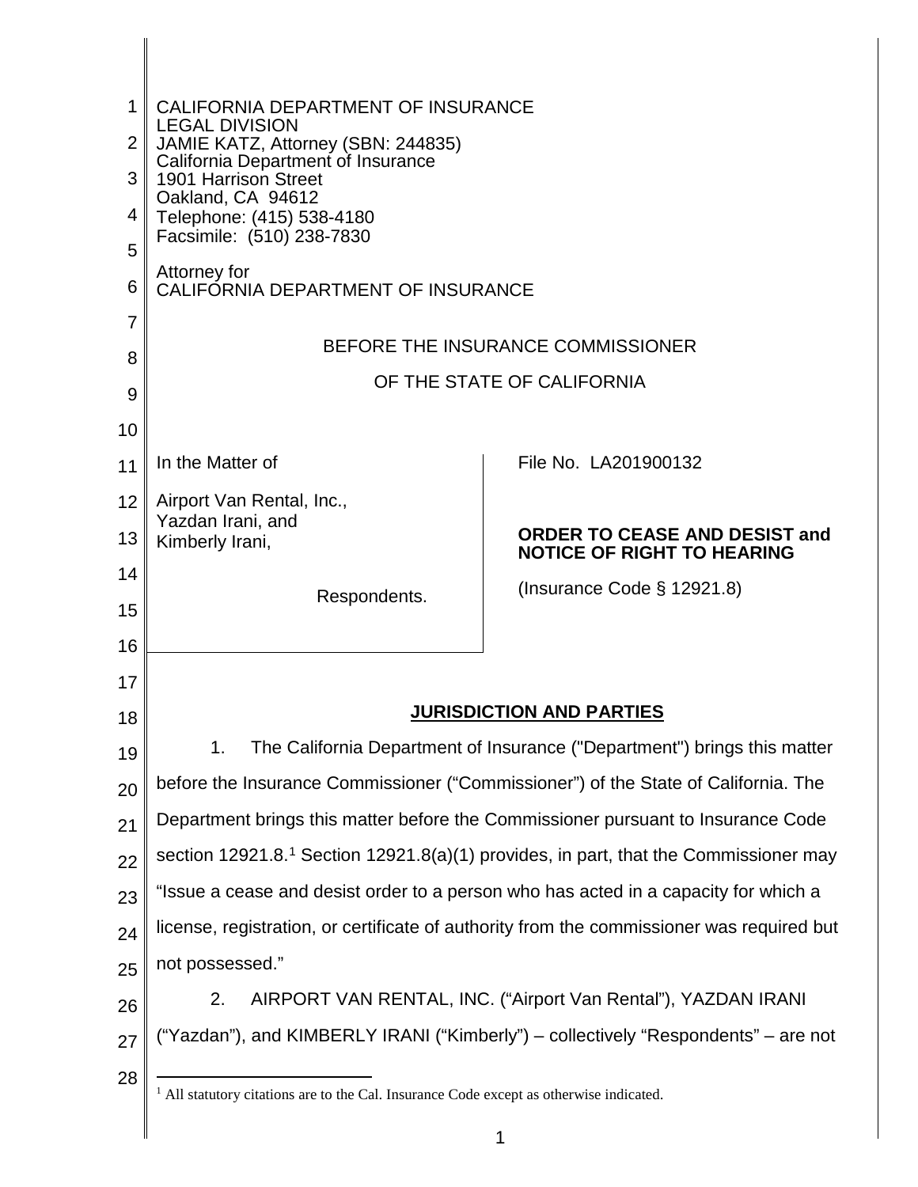CALIFORNIA DEPARTMENT OF INSURANCE
LEGAL DIVISION
JAMIE KATZ, Attorney (SBN: 244835)
California Department of Insurance
1901 Harrison Street
Oakland, CA 94612
Telephone: (415) 538-4180
Facsimile: (510) 238-7830

Attorney for
CALIFORNIA DEPARTMENT OF INSURANCE

BEFORE THE INSURANCE COMMISSIONER

OF THE STATE OF CALIFORNIA

| In the Matter of<br><br>Airport Van Rental, Inc.,<br>Yazdan Irani, and<br>Kimberly Irani,<br><br>Respondents. | File No. LA201900132<br><br>**ORDER TO CEASE AND DESIST and NOTICE OF RIGHT TO HEARING**<br><br>(Insurance Code § 12921.8) |
|---|---|

## JURISDICTION AND PARTIES

1. The California Department of Insurance ("Department") brings this matter before the Insurance Commissioner ("Commissioner") of the State of California. The Department brings this matter before the Commissioner pursuant to Insurance Code section 12921.8.[1] Section 12921.8(a)(1) provides, in part, that the Commissioner may "Issue a cease and desist order to a person who has acted in a capacity for which a license, registration, or certificate of authority from the commissioner was required but not possessed."

2. AIRPORT VAN RENTAL, INC. ("Airport Van Rental"), YAZDAN IRANI ("Yazdan"), and KIMBERLY IRANI ("Kimberly") – collectively "Respondents" – are not

[1] All statutory citations are to the Cal. Insurance Code except as otherwise indicated.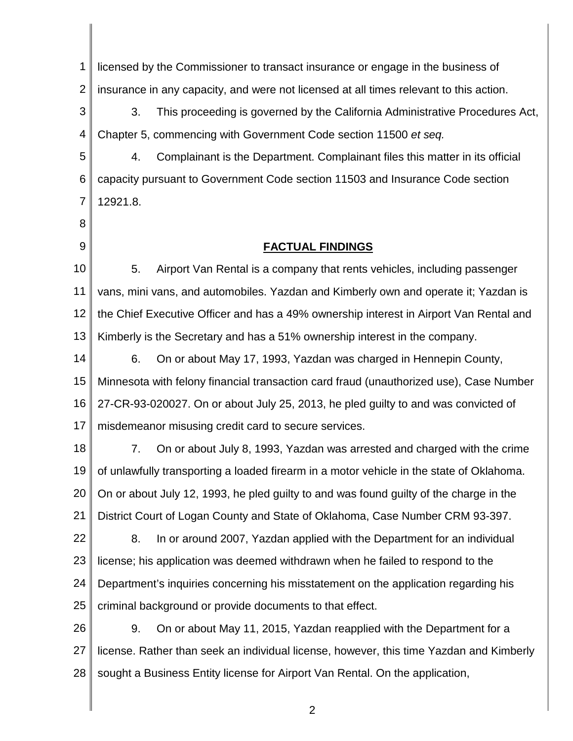licensed by the Commissioner to transact insurance or engage in the business of insurance in any capacity, and were not licensed at all times relevant to this action.

3. This proceeding is governed by the California Administrative Procedures Act, Chapter 5, commencing with Government Code section 11500 *et seq.*

4. Complainant is the Department. Complainant files this matter in its official capacity pursuant to Government Code section 11503 and Insurance Code section 12921.8.

## FACTUAL FINDINGS

5. Airport Van Rental is a company that rents vehicles, including passenger vans, mini vans, and automobiles. Yazdan and Kimberly own and operate it; Yazdan is the Chief Executive Officer and has a 49% ownership interest in Airport Van Rental and Kimberly is the Secretary and has a 51% ownership interest in the company.

6. On or about May 17, 1993, Yazdan was charged in Hennepin County, Minnesota with felony financial transaction card fraud (unauthorized use), Case Number 27-CR-93-020027. On or about July 25, 2013, he pled guilty to and was convicted of misdemeanor misusing credit card to secure services.

7. On or about July 8, 1993, Yazdan was arrested and charged with the crime of unlawfully transporting a loaded firearm in a motor vehicle in the state of Oklahoma. On or about July 12, 1993, he pled guilty to and was found guilty of the charge in the District Court of Logan County and State of Oklahoma, Case Number CRM 93-397.

8. In or around 2007, Yazdan applied with the Department for an individual license; his application was deemed withdrawn when he failed to respond to the Department's inquiries concerning his misstatement on the application regarding his criminal background or provide documents to that effect.

9. On or about May 11, 2015, Yazdan reapplied with the Department for a license. Rather than seek an individual license, however, this time Yazdan and Kimberly sought a Business Entity license for Airport Van Rental. On the application,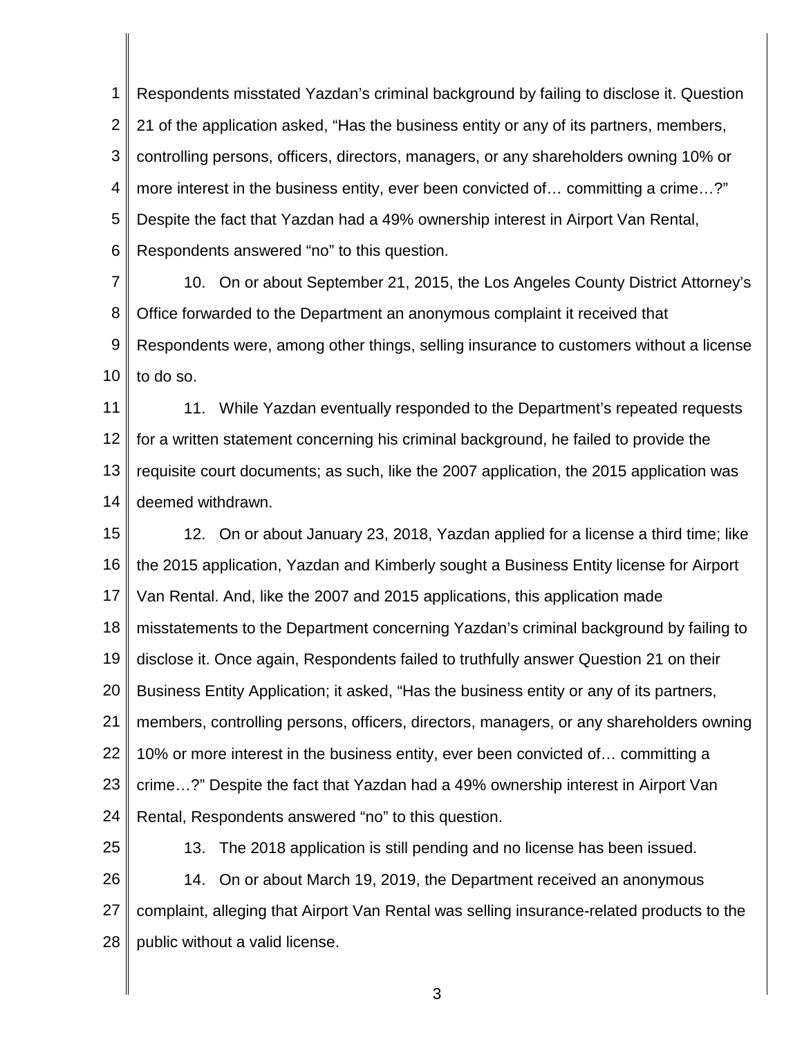Respondents misstated Yazdan's criminal background by failing to disclose it. Question 21 of the application asked, "Has the business entity or any of its partners, members, controlling persons, officers, directors, managers, or any shareholders owning 10% or more interest in the business entity, ever been convicted of… committing a crime…?" Despite the fact that Yazdan had a 49% ownership interest in Airport Van Rental, Respondents answered "no" to this question.

10. On or about September 21, 2015, the Los Angeles County District Attorney's Office forwarded to the Department an anonymous complaint it received that Respondents were, among other things, selling insurance to customers without a license to do so.

11. While Yazdan eventually responded to the Department's repeated requests for a written statement concerning his criminal background, he failed to provide the requisite court documents; as such, like the 2007 application, the 2015 application was deemed withdrawn.

12. On or about January 23, 2018, Yazdan applied for a license a third time; like the 2015 application, Yazdan and Kimberly sought a Business Entity license for Airport Van Rental. And, like the 2007 and 2015 applications, this application made misstatements to the Department concerning Yazdan's criminal background by failing to disclose it. Once again, Respondents failed to truthfully answer Question 21 on their Business Entity Application; it asked, "Has the business entity or any of its partners, members, controlling persons, officers, directors, managers, or any shareholders owning 10% or more interest in the business entity, ever been convicted of… committing a crime…?" Despite the fact that Yazdan had a 49% ownership interest in Airport Van Rental, Respondents answered "no" to this question.

13. The 2018 application is still pending and no license has been issued.

14. On or about March 19, 2019, the Department received an anonymous complaint, alleging that Airport Van Rental was selling insurance-related products to the public without a valid license.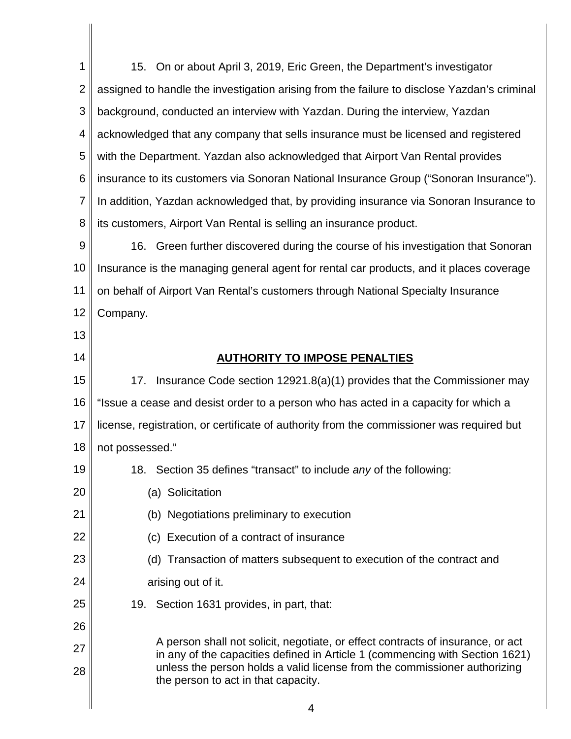15. On or about April 3, 2019, Eric Green, the Department's investigator assigned to handle the investigation arising from the failure to disclose Yazdan's criminal background, conducted an interview with Yazdan. During the interview, Yazdan acknowledged that any company that sells insurance must be licensed and registered with the Department. Yazdan also acknowledged that Airport Van Rental provides insurance to its customers via Sonoran National Insurance Group ("Sonoran Insurance"). In addition, Yazdan acknowledged that, by providing insurance via Sonoran Insurance to its customers, Airport Van Rental is selling an insurance product.

16. Green further discovered during the course of his investigation that Sonoran Insurance is the managing general agent for rental car products, and it places coverage on behalf of Airport Van Rental's customers through National Specialty Insurance Company.

## AUTHORITY TO IMPOSE PENALTIES

17. Insurance Code section 12921.8(a)(1) provides that the Commissioner may "Issue a cease and desist order to a person who has acted in a capacity for which a license, registration, or certificate of authority from the commissioner was required but not possessed."

18. Section 35 defines "transact" to include *any* of the following:

(a) Solicitation

(b) Negotiations preliminary to execution

(c) Execution of a contract of insurance

(d) Transaction of matters subsequent to execution of the contract and arising out of it.

19. Section 1631 provides, in part, that:

> A person shall not solicit, negotiate, or effect contracts of insurance, or act in any of the capacities defined in Article 1 (commencing with Section 1621) unless the person holds a valid license from the commissioner authorizing the person to act in that capacity.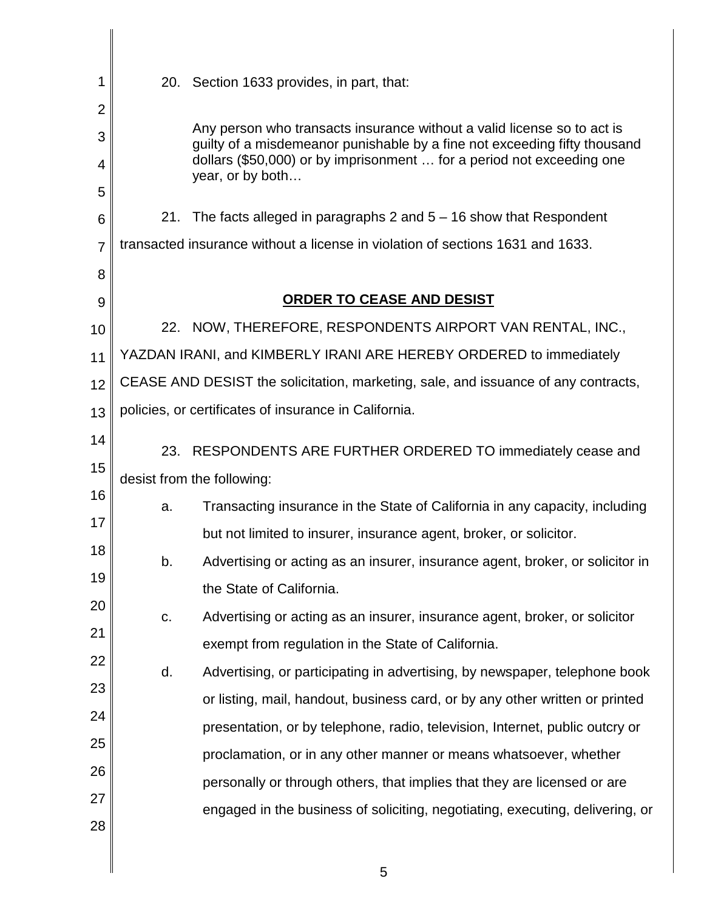20. Section 1633 provides, in part, that:

> Any person who transacts insurance without a valid license so to act is guilty of a misdemeanor punishable by a fine not exceeding fifty thousand dollars ($50,000) or by imprisonment … for a period not exceeding one year, or by both…

21. The facts alleged in paragraphs 2 and 5 – 16 show that Respondent transacted insurance without a license in violation of sections 1631 and 1633.

## ORDER TO CEASE AND DESIST

22. NOW, THEREFORE, RESPONDENTS AIRPORT VAN RENTAL, INC., YAZDAN IRANI, and KIMBERLY IRANI ARE HEREBY ORDERED to immediately CEASE AND DESIST the solicitation, marketing, sale, and issuance of any contracts, policies, or certificates of insurance in California.

23. RESPONDENTS ARE FURTHER ORDERED TO immediately cease and desist from the following:

a. Transacting insurance in the State of California in any capacity, including but not limited to insurer, insurance agent, broker, or solicitor.

b. Advertising or acting as an insurer, insurance agent, broker, or solicitor in the State of California.

c. Advertising or acting as an insurer, insurance agent, broker, or solicitor exempt from regulation in the State of California.

d. Advertising, or participating in advertising, by newspaper, telephone book or listing, mail, handout, business card, or by any other written or printed presentation, or by telephone, radio, television, Internet, public outcry or proclamation, or in any other manner or means whatsoever, whether personally or through others, that implies that they are licensed or are engaged in the business of soliciting, negotiating, executing, delivering, or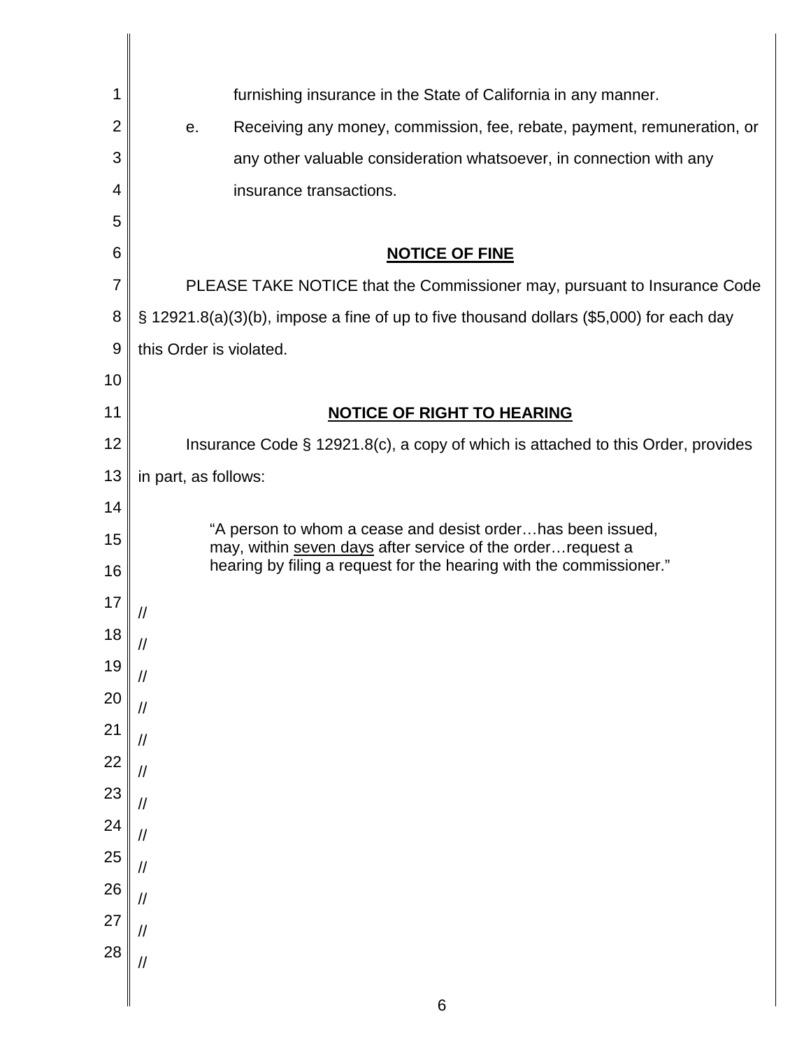furnishing insurance in the State of California in any manner.

e. Receiving any money, commission, fee, rebate, payment, remuneration, or any other valuable consideration whatsoever, in connection with any insurance transactions.

## NOTICE OF FINE

PLEASE TAKE NOTICE that the Commissioner may, pursuant to Insurance Code § 12921.8(a)(3)(b), impose a fine of up to five thousand dollars ($5,000) for each day this Order is violated.

## NOTICE OF RIGHT TO HEARING

Insurance Code § 12921.8(c), a copy of which is attached to this Order, provides in part, as follows:

> "A person to whom a cease and desist order…has been issued, may, within seven days after service of the order…request a hearing by filing a request for the hearing with the commissioner."

//

//

//

//

//

//

//

//

//

//

//

//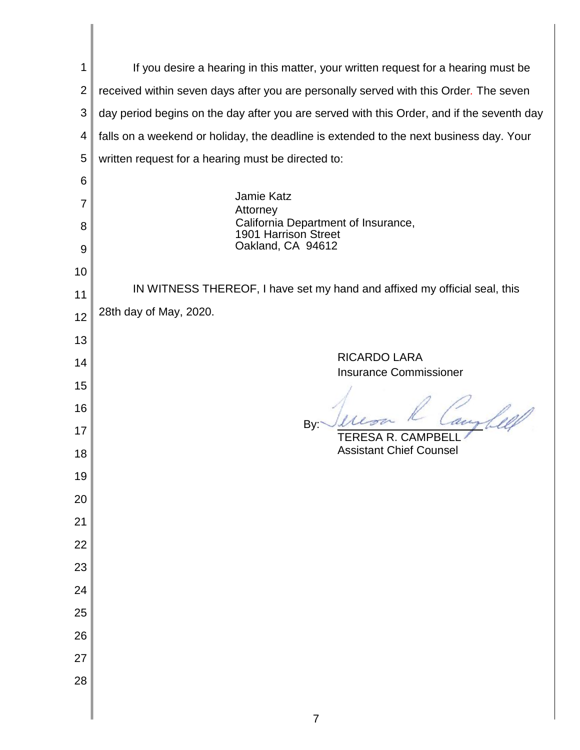If you desire a hearing in this matter, your written request for a hearing must be received within seven days after you are personally served with this Order. The seven day period begins on the day after you are served with this Order, and if the seventh day falls on a weekend or holiday, the deadline is extended to the next business day. Your written request for a hearing must be directed to:

Jamie Katz
Attorney
California Department of Insurance,
1901 Harrison Street
Oakland, CA 94612

IN WITNESS THEREOF, I have set my hand and affixed my official seal, this 28th day of May, 2020.

RICARDO LARA
Insurance Commissioner

By: Teresa R. Campbell
TERESA R. CAMPBELL
Assistant Chief Counsel